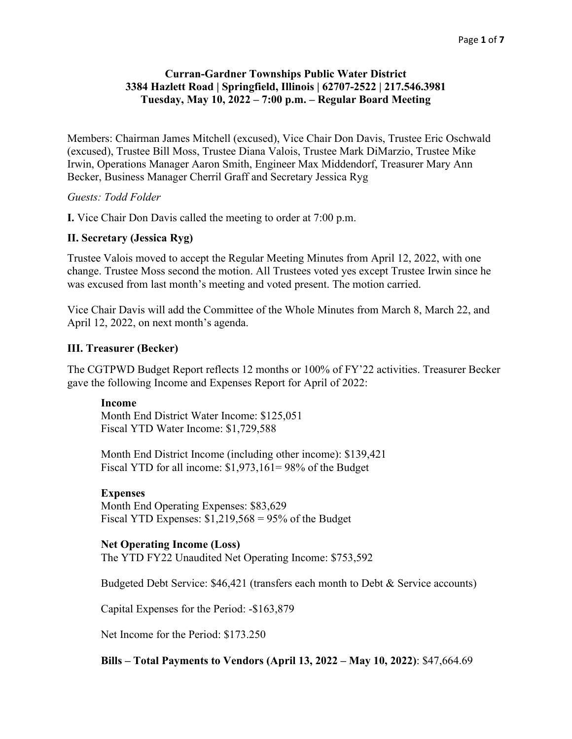**Curran-Gardner Townships Public Water District**
**3384 Hazlett Road | Springfield, Illinois | 62707-2522 | 217.546.3981**
**Tuesday, May 10, 2022 – 7:00 p.m. – Regular Board Meeting**

Members: Chairman James Mitchell (excused), Vice Chair Don Davis, Trustee Eric Oschwald (excused), Trustee Bill Moss, Trustee Diana Valois, Trustee Mark DiMarzio, Trustee Mike Irwin, Operations Manager Aaron Smith, Engineer Max Middendorf, Treasurer Mary Ann Becker, Business Manager Cherril Graff and Secretary Jessica Ryg

*Guests: Todd Folder*

**I.** Vice Chair Don Davis called the meeting to order at 7:00 p.m.

**II. Secretary (Jessica Ryg)**

Trustee Valois moved to accept the Regular Meeting Minutes from April 12, 2022, with one change. Trustee Moss second the motion. All Trustees voted yes except Trustee Irwin since he was excused from last month's meeting and voted present. The motion carried.

Vice Chair Davis will add the Committee of the Whole Minutes from March 8, March 22, and April 12, 2022, on next month's agenda.

**III. Treasurer (Becker)**

The CGTPWD Budget Report reflects 12 months or 100% of FY'22 activities. Treasurer Becker gave the following Income and Expenses Report for April of 2022:

**Income**
Month End District Water Income: $125,051
Fiscal YTD Water Income: $1,729,588

Month End District Income (including other income): $139,421
Fiscal YTD for all income: $1,973,161= 98% of the Budget

**Expenses**
Month End Operating Expenses: $83,629
Fiscal YTD Expenses: $1,219,568 = 95% of the Budget

**Net Operating Income (Loss)**
The YTD FY22 Unaudited Net Operating Income: $753,592

Budgeted Debt Service: $46,421 (transfers each month to Debt & Service accounts)

Capital Expenses for the Period: -$163,879

Net Income for the Period: $173.250

**Bills – Total Payments to Vendors (April 13, 2022 – May 10, 2022)**: $47,664.69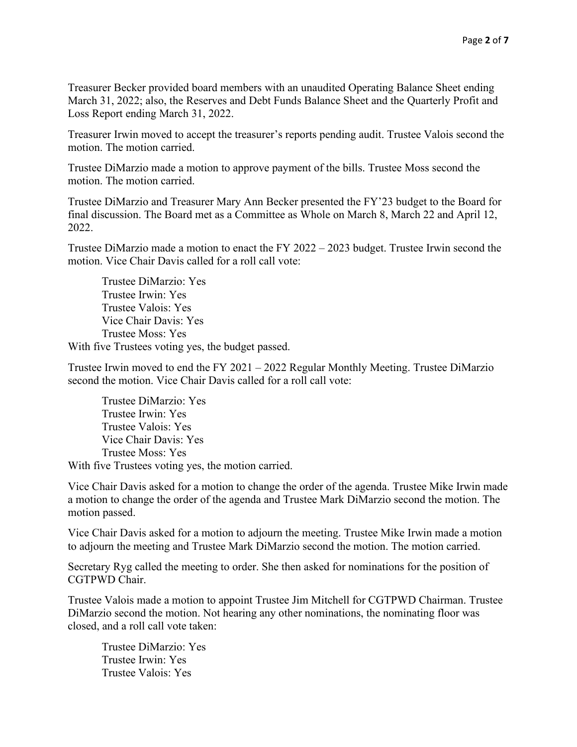Treasurer Becker provided board members with an unaudited Operating Balance Sheet ending March 31, 2022; also, the Reserves and Debt Funds Balance Sheet and the Quarterly Profit and Loss Report ending March 31, 2022.

Treasurer Irwin moved to accept the treasurer's reports pending audit. Trustee Valois second the motion. The motion carried.

Trustee DiMarzio made a motion to approve payment of the bills. Trustee Moss second the motion. The motion carried.

Trustee DiMarzio and Treasurer Mary Ann Becker presented the FY'23 budget to the Board for final discussion. The Board met as a Committee as Whole on March 8, March 22 and April 12, 2022.

Trustee DiMarzio made a motion to enact the FY 2022 – 2023 budget. Trustee Irwin second the motion. Vice Chair Davis called for a roll call vote:

Trustee DiMarzio: Yes
Trustee Irwin: Yes
Trustee Valois: Yes
Vice Chair Davis: Yes
Trustee Moss: Yes

With five Trustees voting yes, the budget passed.

Trustee Irwin moved to end the FY 2021 – 2022 Regular Monthly Meeting. Trustee DiMarzio second the motion. Vice Chair Davis called for a roll call vote:

Trustee DiMarzio: Yes
Trustee Irwin: Yes
Trustee Valois: Yes
Vice Chair Davis: Yes
Trustee Moss: Yes

With five Trustees voting yes, the motion carried.

Vice Chair Davis asked for a motion to change the order of the agenda. Trustee Mike Irwin made a motion to change the order of the agenda and Trustee Mark DiMarzio second the motion. The motion passed.

Vice Chair Davis asked for a motion to adjourn the meeting. Trustee Mike Irwin made a motion to adjourn the meeting and Trustee Mark DiMarzio second the motion. The motion carried.

Secretary Ryg called the meeting to order. She then asked for nominations for the position of CGTPWD Chair.

Trustee Valois made a motion to appoint Trustee Jim Mitchell for CGTPWD Chairman. Trustee DiMarzio second the motion. Not hearing any other nominations, the nominating floor was closed, and a roll call vote taken:

Trustee DiMarzio: Yes
Trustee Irwin: Yes
Trustee Valois: Yes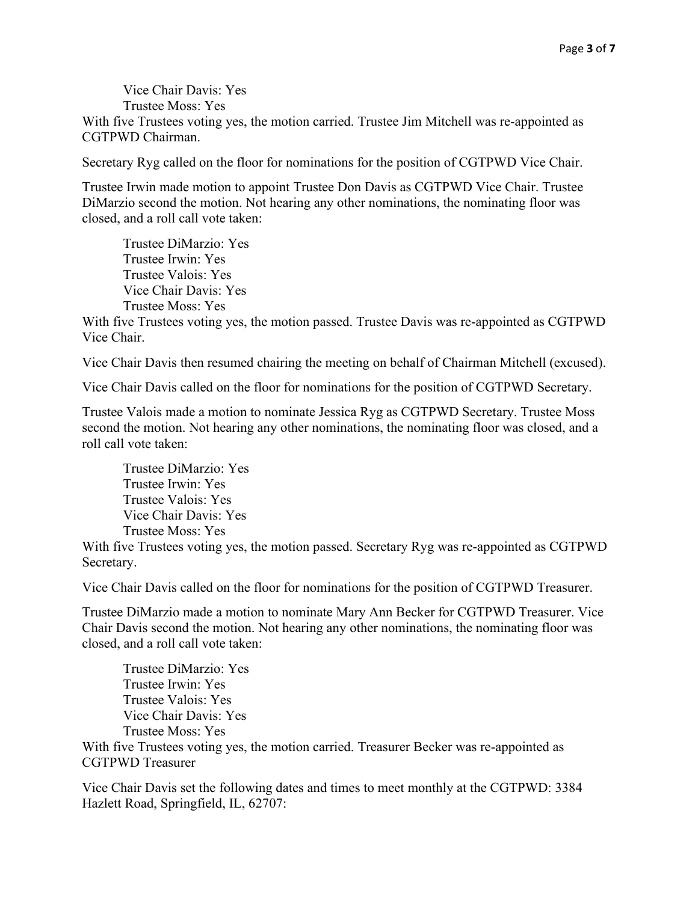Vice Chair Davis: Yes
Trustee Moss: Yes

With five Trustees voting yes, the motion carried. Trustee Jim Mitchell was re-appointed as CGTPWD Chairman.

Secretary Ryg called on the floor for nominations for the position of CGTPWD Vice Chair.

Trustee Irwin made motion to appoint Trustee Don Davis as CGTPWD Vice Chair. Trustee DiMarzio second the motion. Not hearing any other nominations, the nominating floor was closed, and a roll call vote taken:

Trustee DiMarzio: Yes
Trustee Irwin: Yes
Trustee Valois: Yes
Vice Chair Davis: Yes
Trustee Moss: Yes

With five Trustees voting yes, the motion passed. Trustee Davis was re-appointed as CGTPWD Vice Chair.

Vice Chair Davis then resumed chairing the meeting on behalf of Chairman Mitchell (excused).

Vice Chair Davis called on the floor for nominations for the position of CGTPWD Secretary.

Trustee Valois made a motion to nominate Jessica Ryg as CGTPWD Secretary. Trustee Moss second the motion. Not hearing any other nominations, the nominating floor was closed, and a roll call vote taken:

Trustee DiMarzio: Yes
Trustee Irwin: Yes
Trustee Valois: Yes
Vice Chair Davis: Yes
Trustee Moss: Yes

With five Trustees voting yes, the motion passed. Secretary Ryg was re-appointed as CGTPWD Secretary.

Vice Chair Davis called on the floor for nominations for the position of CGTPWD Treasurer.

Trustee DiMarzio made a motion to nominate Mary Ann Becker for CGTPWD Treasurer. Vice Chair Davis second the motion. Not hearing any other nominations, the nominating floor was closed, and a roll call vote taken:

Trustee DiMarzio: Yes
Trustee Irwin: Yes
Trustee Valois: Yes
Vice Chair Davis: Yes
Trustee Moss: Yes

With five Trustees voting yes, the motion carried. Treasurer Becker was re-appointed as CGTPWD Treasurer

Vice Chair Davis set the following dates and times to meet monthly at the CGTPWD: 3384 Hazlett Road, Springfield, IL, 62707: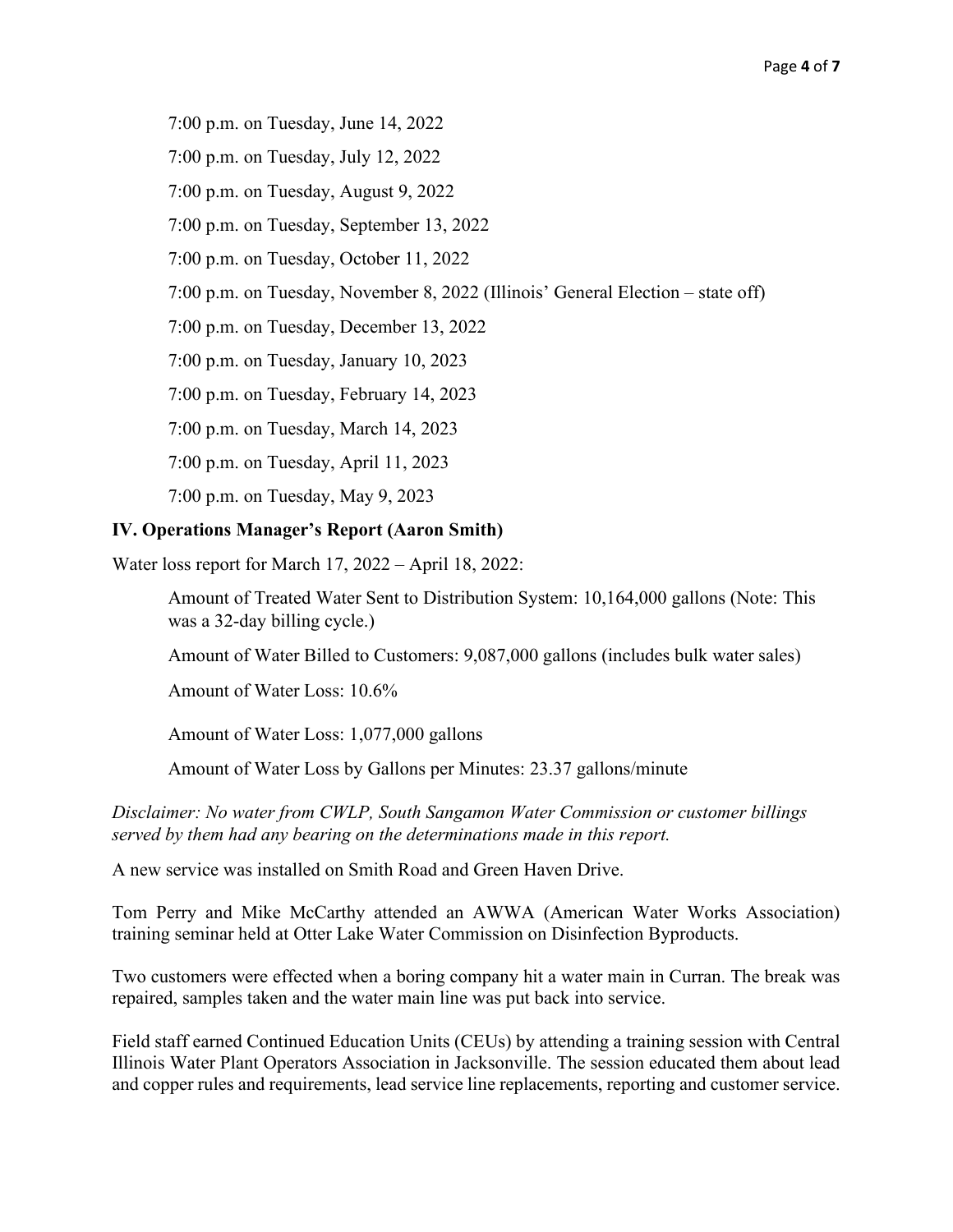7:00 p.m. on Tuesday, June 14, 2022

7:00 p.m. on Tuesday, July 12, 2022

7:00 p.m. on Tuesday, August 9, 2022

7:00 p.m. on Tuesday, September 13, 2022

7:00 p.m. on Tuesday, October 11, 2022

7:00 p.m. on Tuesday, November 8, 2022 (Illinois' General Election – state off)

7:00 p.m. on Tuesday, December 13, 2022

7:00 p.m. on Tuesday, January 10, 2023

7:00 p.m. on Tuesday, February 14, 2023

7:00 p.m. on Tuesday, March 14, 2023

7:00 p.m. on Tuesday, April 11, 2023

7:00 p.m. on Tuesday, May 9, 2023

**IV. Operations Manager's Report (Aaron Smith)**

Water loss report for March 17, 2022 – April 18, 2022:

Amount of Treated Water Sent to Distribution System: 10,164,000 gallons (Note: This was a 32-day billing cycle.)

Amount of Water Billed to Customers: 9,087,000 gallons (includes bulk water sales)

Amount of Water Loss: 10.6%

Amount of Water Loss: 1,077,000 gallons

Amount of Water Loss by Gallons per Minutes: 23.37 gallons/minute

*Disclaimer: No water from CWLP, South Sangamon Water Commission or customer billings served by them had any bearing on the determinations made in this report.*

A new service was installed on Smith Road and Green Haven Drive.

Tom Perry and Mike McCarthy attended an AWWA (American Water Works Association) training seminar held at Otter Lake Water Commission on Disinfection Byproducts.

Two customers were effected when a boring company hit a water main in Curran. The break was repaired, samples taken and the water main line was put back into service.

Field staff earned Continued Education Units (CEUs) by attending a training session with Central Illinois Water Plant Operators Association in Jacksonville. The session educated them about lead and copper rules and requirements, lead service line replacements, reporting and customer service.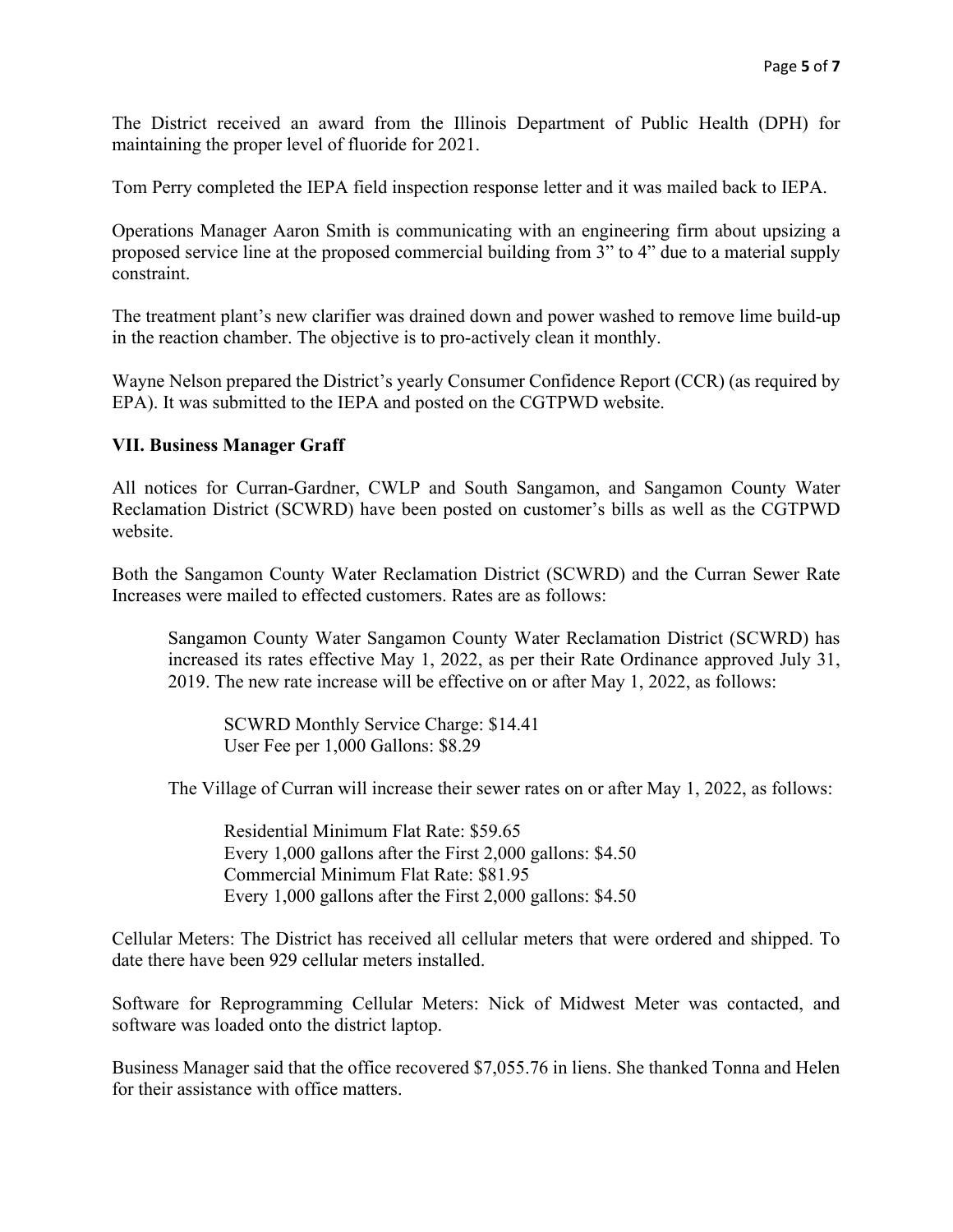The District received an award from the Illinois Department of Public Health (DPH) for maintaining the proper level of fluoride for 2021.

Tom Perry completed the IEPA field inspection response letter and it was mailed back to IEPA.

Operations Manager Aaron Smith is communicating with an engineering firm about upsizing a proposed service line at the proposed commercial building from 3" to 4" due to a material supply constraint.

The treatment plant's new clarifier was drained down and power washed to remove lime build-up in the reaction chamber. The objective is to pro-actively clean it monthly.

Wayne Nelson prepared the District's yearly Consumer Confidence Report (CCR) (as required by EPA). It was submitted to the IEPA and posted on the CGTPWD website.

**VII. Business Manager Graff**

All notices for Curran-Gardner, CWLP and South Sangamon, and Sangamon County Water Reclamation District (SCWRD) have been posted on customer's bills as well as the CGTPWD website.

Both the Sangamon County Water Reclamation District (SCWRD) and the Curran Sewer Rate Increases were mailed to effected customers. Rates are as follows:

> Sangamon County Water Sangamon County Water Reclamation District (SCWRD) has increased its rates effective May 1, 2022, as per their Rate Ordinance approved July 31, 2019. The new rate increase will be effective on or after May 1, 2022, as follows:
>
> > SCWRD Monthly Service Charge: $14.41
> > User Fee per 1,000 Gallons: $8.29
>
> The Village of Curran will increase their sewer rates on or after May 1, 2022, as follows:
>
> > Residential Minimum Flat Rate: $59.65
> > Every 1,000 gallons after the First 2,000 gallons: $4.50
> > Commercial Minimum Flat Rate: $81.95
> > Every 1,000 gallons after the First 2,000 gallons: $4.50

Cellular Meters: The District has received all cellular meters that were ordered and shipped. To date there have been 929 cellular meters installed.

Software for Reprogramming Cellular Meters: Nick of Midwest Meter was contacted, and software was loaded onto the district laptop.

Business Manager said that the office recovered $7,055.76 in liens. She thanked Tonna and Helen for their assistance with office matters.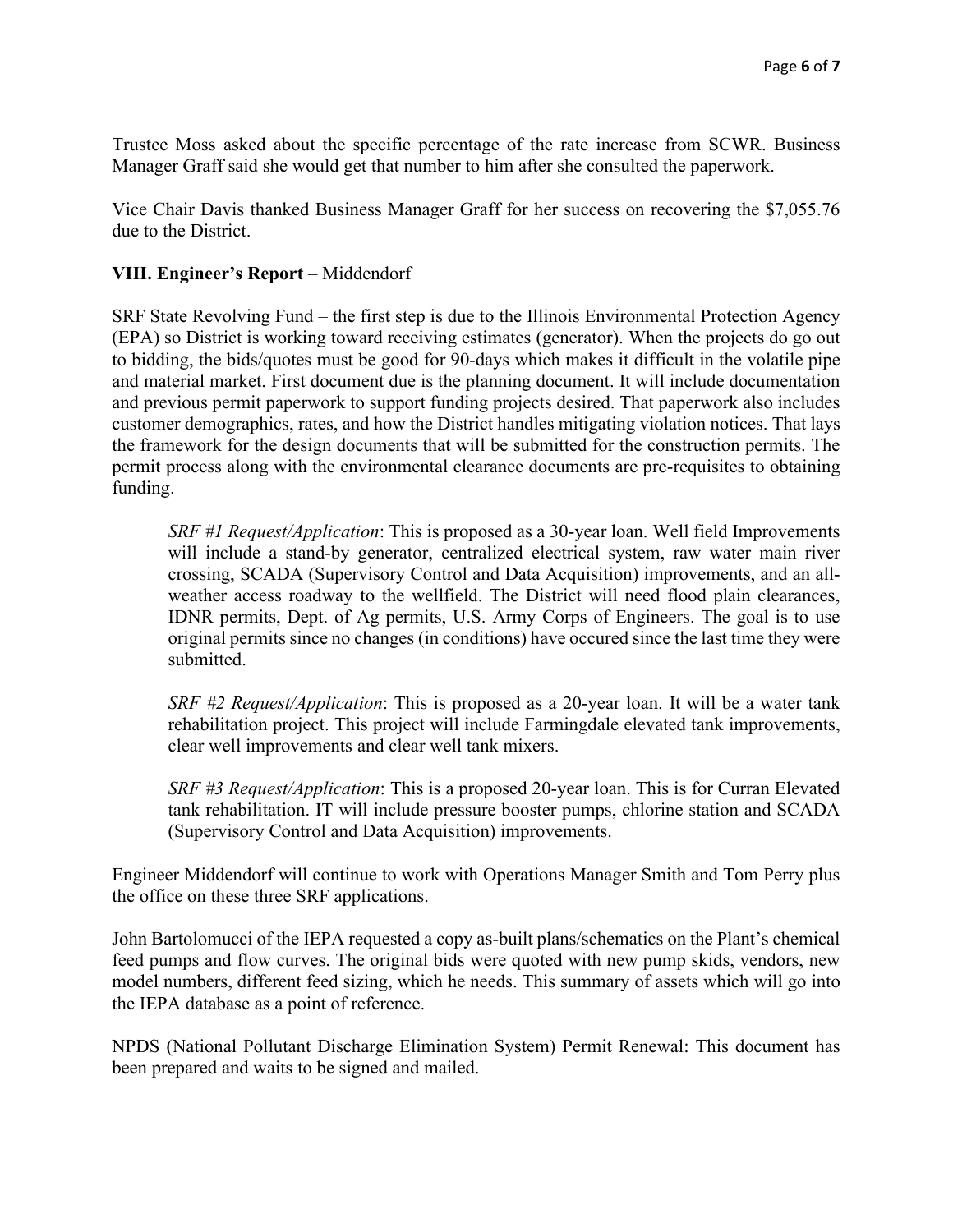Trustee Moss asked about the specific percentage of the rate increase from SCWR. Business Manager Graff said she would get that number to him after she consulted the paperwork.

Vice Chair Davis thanked Business Manager Graff for her success on recovering the $7,055.76 due to the District.

**VIII. Engineer's Report** – Middendorf

SRF State Revolving Fund – the first step is due to the Illinois Environmental Protection Agency (EPA) so District is working toward receiving estimates (generator). When the projects do go out to bidding, the bids/quotes must be good for 90-days which makes it difficult in the volatile pipe and material market. First document due is the planning document. It will include documentation and previous permit paperwork to support funding projects desired. That paperwork also includes customer demographics, rates, and how the District handles mitigating violation notices. That lays the framework for the design documents that will be submitted for the construction permits. The permit process along with the environmental clearance documents are pre-requisites to obtaining funding.

> *SRF #1 Request/Application*: This is proposed as a 30-year loan. Well field Improvements will include a stand-by generator, centralized electrical system, raw water main river crossing, SCADA (Supervisory Control and Data Acquisition) improvements, and an all-weather access roadway to the wellfield. The District will need flood plain clearances, IDNR permits, Dept. of Ag permits, U.S. Army Corps of Engineers. The goal is to use original permits since no changes (in conditions) have occured since the last time they were submitted.
>
> *SRF #2 Request/Application*: This is proposed as a 20-year loan. It will be a water tank rehabilitation project. This project will include Farmingdale elevated tank improvements, clear well improvements and clear well tank mixers.
>
> *SRF #3 Request/Application*: This is a proposed 20-year loan. This is for Curran Elevated tank rehabilitation. IT will include pressure booster pumps, chlorine station and SCADA (Supervisory Control and Data Acquisition) improvements.

Engineer Middendorf will continue to work with Operations Manager Smith and Tom Perry plus the office on these three SRF applications.

John Bartolomucci of the IEPA requested a copy as-built plans/schematics on the Plant's chemical feed pumps and flow curves. The original bids were quoted with new pump skids, vendors, new model numbers, different feed sizing, which he needs. This summary of assets which will go into the IEPA database as a point of reference.

NPDS (National Pollutant Discharge Elimination System) Permit Renewal: This document has been prepared and waits to be signed and mailed.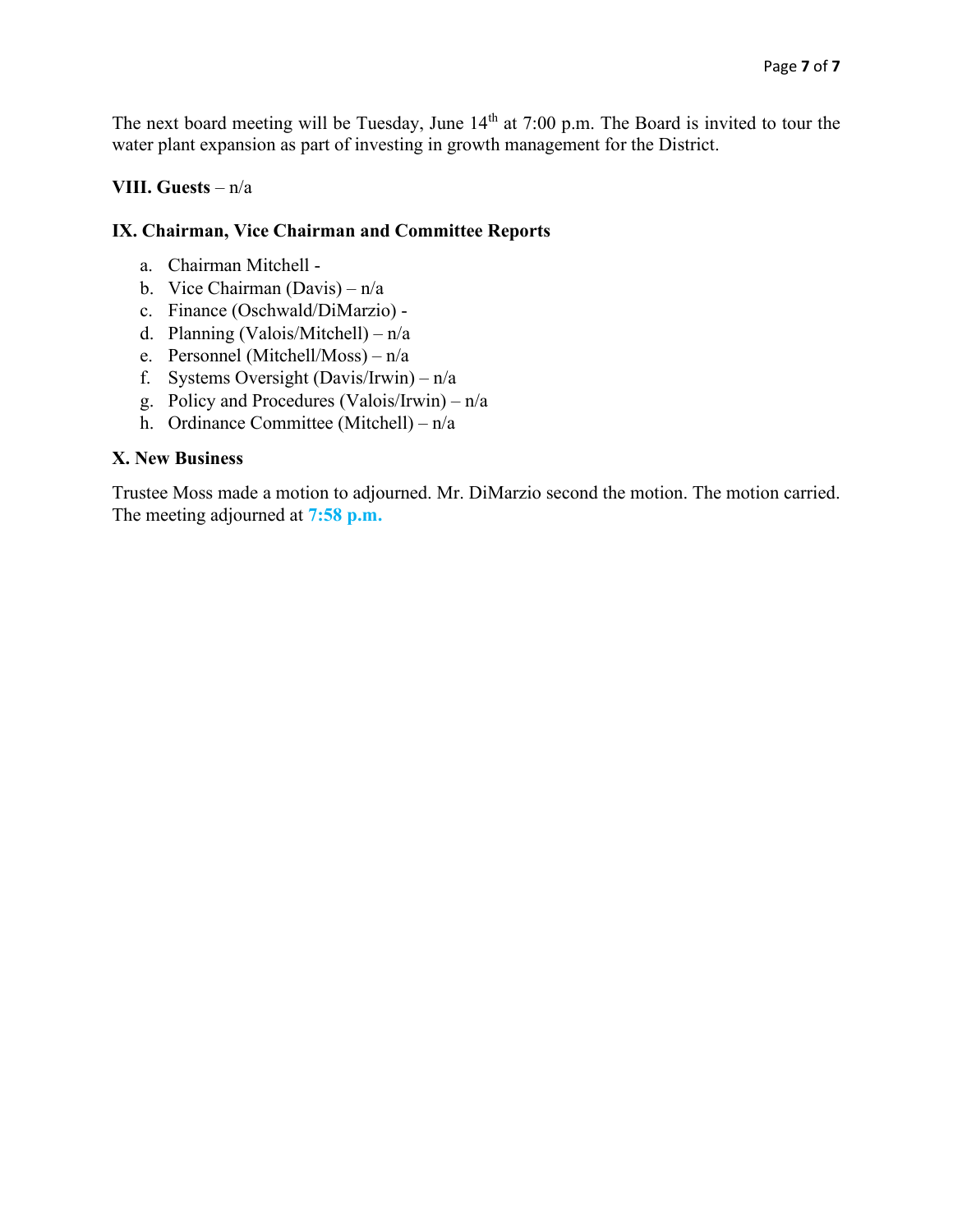The next board meeting will be Tuesday, June 14th at 7:00 p.m. The Board is invited to tour the water plant expansion as part of investing in growth management for the District.

**VIII. Guests** – n/a

**IX. Chairman, Vice Chairman and Committee Reports**

a. Chairman Mitchell -
b. Vice Chairman (Davis) – n/a
c. Finance (Oschwald/DiMarzio) -
d. Planning (Valois/Mitchell) – n/a
e. Personnel (Mitchell/Moss) – n/a
f. Systems Oversight (Davis/Irwin) – n/a
g. Policy and Procedures (Valois/Irwin) – n/a
h. Ordinance Committee (Mitchell) – n/a

**X. New Business**

Trustee Moss made a motion to adjourned. Mr. DiMarzio second the motion. The motion carried. The meeting adjourned at **7:58 p.m.**